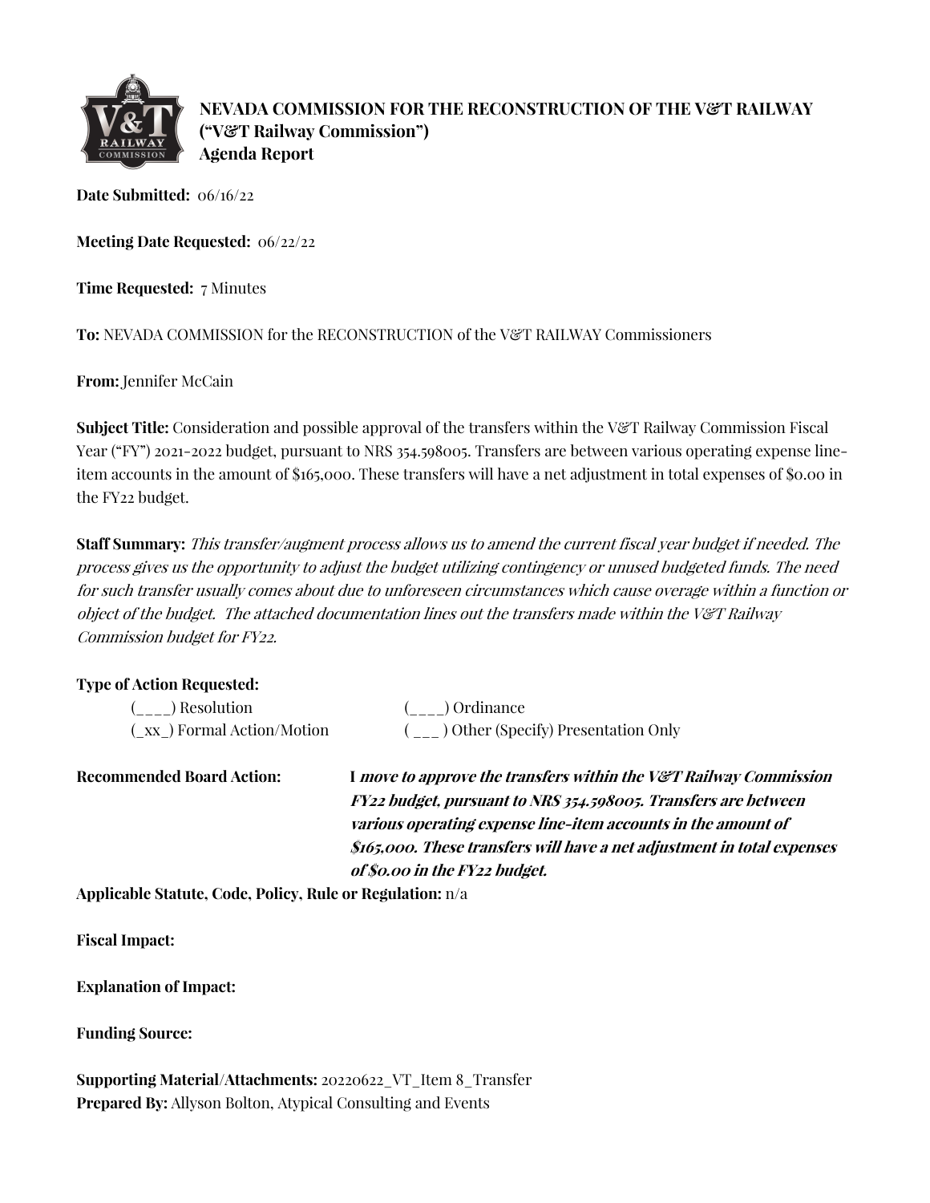# NEVADA COMMISSION FOR THE RECONSTRUCTION OF THE V&T RAILWAY ("V&T Railway Commission")
## Agenda Report

**Date Submitted:** 06/16/22

**Meeting Date Requested:** 06/22/22

**Time Requested:** 7 Minutes

**To:** NEVADA COMMISSION for the RECONSTRUCTION of the V&T RAILWAY Commissioners

**From:** Jennifer McCain

**Subject Title:** Consideration and possible approval of the transfers within the V&T Railway Commission Fiscal Year ("FY") 2021-2022 budget, pursuant to NRS 354.598005. Transfers are between various operating expense line-item accounts in the amount of $165,000. These transfers will have a net adjustment in total expenses of $0.00 in the FY22 budget.

**Staff Summary:** *This transfer/augment process allows us to amend the current fiscal year budget if needed. The process gives us the opportunity to adjust the budget utilizing contingency or unused budgeted funds. The need for such transfer usually comes about due to unforeseen circumstances which cause overage within a function or object of the budget. The attached documentation lines out the transfers made within the V&T Railway Commission budget for FY22.*

**Type of Action Requested:**

(____) Resolution (____) Ordinance

(_xx_) Formal Action/Motion ( ___ ) Other (Specify) Presentation Only

**Recommended Board Action:** I ***move to approve the transfers within the V&T Railway Commission FY22 budget, pursuant to NRS 354.598005. Transfers are between various operating expense line-item accounts in the amount of $165,000. These transfers will have a net adjustment in total expenses of $0.00 in the FY22 budget.***

**Applicable Statute, Code, Policy, Rule or Regulation:** n/a

**Fiscal Impact:**

**Explanation of Impact:**

**Funding Source:**

**Supporting Material/Attachments:** 20220622_VT_Item 8_Transfer
**Prepared By:** Allyson Bolton, Atypical Consulting and Events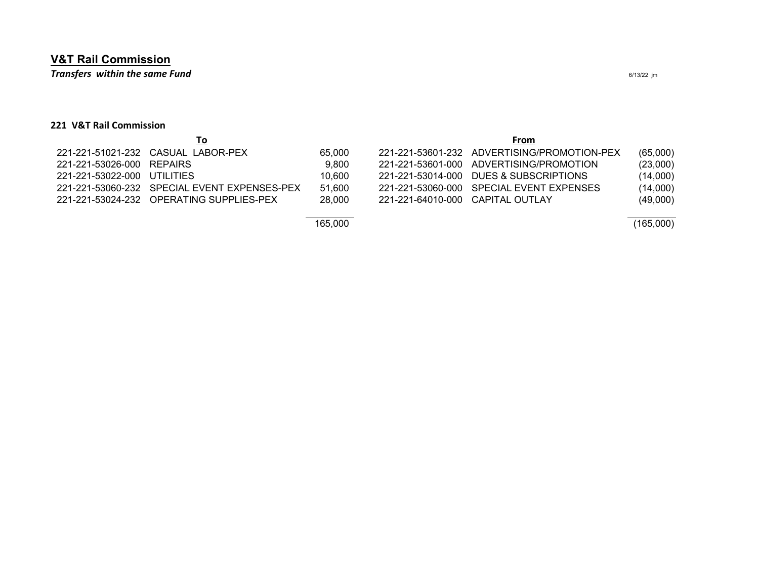## V&T Rail Commission

***Transfers within the same Fund***

6/13/22 jm

**221 V&T Rail Commission**

| To | | | From | | |
|---|---|---|---|---|---|
| 221-221-51021-232 | CASUAL LABOR-PEX | 65,000 | 221-221-53601-232 | ADVERTISING/PROMOTION-PEX | (65,000) |
| 221-221-53026-000 | REPAIRS | 9,800 | 221-221-53601-000 | ADVERTISING/PROMOTION | (23,000) |
| 221-221-53022-000 | UTILITIES | 10,600 | 221-221-53014-000 | DUES & SUBSCRIPTIONS | (14,000) |
| 221-221-53060-232 | SPECIAL EVENT EXPENSES-PEX | 51,600 | 221-221-53060-000 | SPECIAL EVENT EXPENSES | (14,000) |
| 221-221-53024-232 | OPERATING SUPPLIES-PEX | 28,000 | 221-221-64010-000 | CAPITAL OUTLAY | (49,000) |
| | | 165,000 | | | (165,000) |